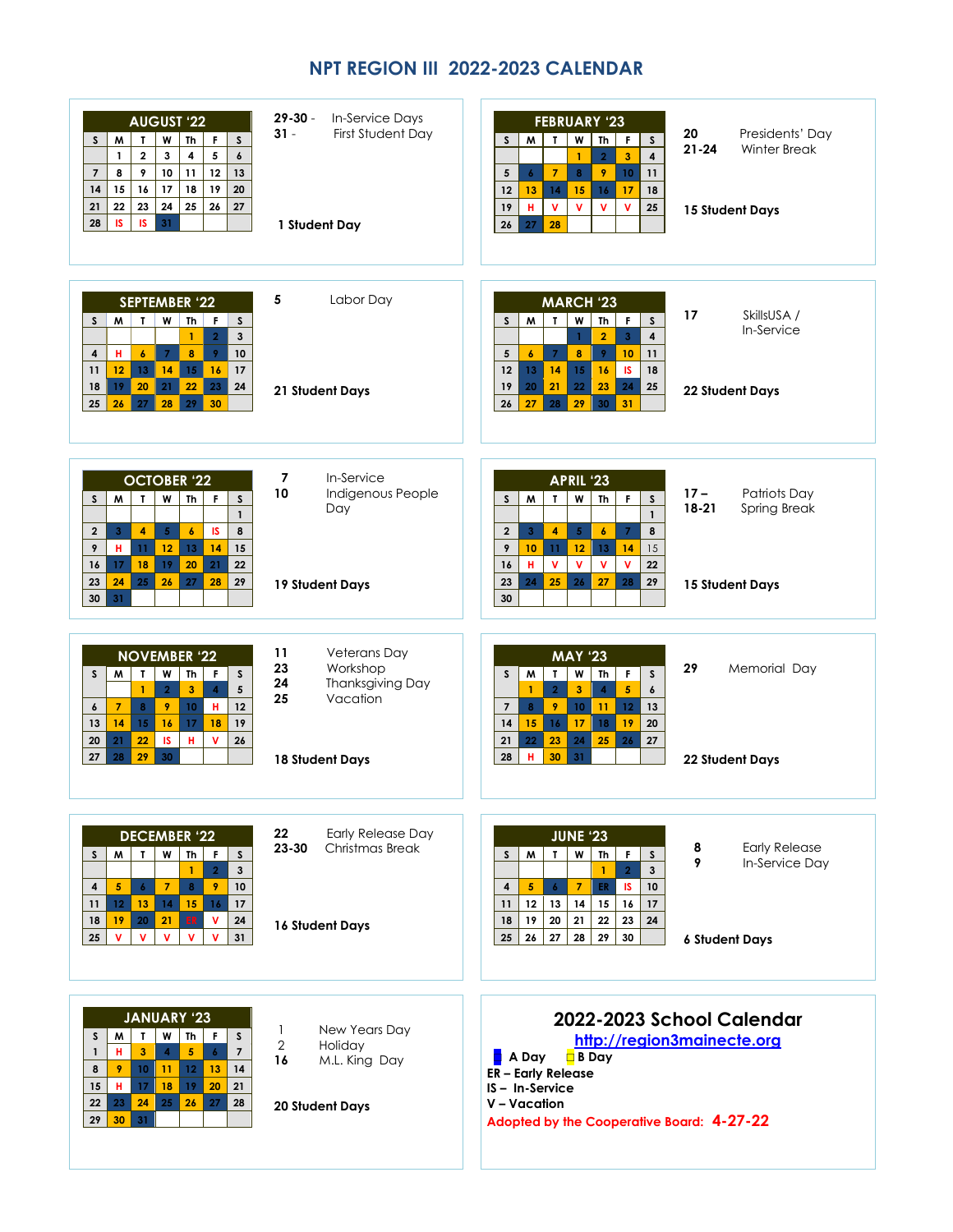# NPT REGION III 2022-2023 CALENDAR

## AUGUST '22

| S | M | T | W | Th | F | S |
|---|---|---|---|---|---|---|
| | 1 | 2 | 3 | 4 | 5 | 6 |
| 7 | 8 | 9 | 10 | 11 | 12 | 13 |
| 14 | 15 | 16 | 17 | 18 | 19 | 20 |
| 21 | 22 | 23 | 24 | 25 | 26 | 27 |
| 28 | IS | IS | 31 | | | |

29-30 - In-Service Days
31 - First Student Day

**1 Student Day**

## SEPTEMBER '22

| S | M | T | W | Th | F | S |
|---|---|---|---|---|---|---|
| | | | | 1 | 2 | 3 |
| 4 | H | 6 | 7 | 8 | 9 | 10 |
| 11 | 12 | 13 | 14 | 15 | 16 | 17 |
| 18 | 19 | 20 | 21 | 22 | 23 | 24 |
| 25 | 26 | 27 | 28 | 29 | 30 | |

5 Labor Day

**21 Student Days**

## OCTOBER '22

| S | M | T | W | Th | F | S |
|---|---|---|---|---|---|---|
| | | | | | | 1 |
| 2 | 3 | 4 | 5 | 6 | IS | 8 |
| 9 | H | 11 | 12 | 13 | 14 | 15 |
| 16 | 17 | 18 | 19 | 20 | 21 | 22 |
| 23 | 24 | 25 | 26 | 27 | 28 | 29 |
| 30 | 31 | | | | | |

7 In-Service
10 Indigenous People Day

**19 Student Days**

## NOVEMBER '22

| S | M | T | W | Th | F | S |
|---|---|---|---|---|---|---|
| | | 1 | 2 | 3 | 4 | 5 |
| 6 | 7 | 8 | 9 | 10 | H | 12 |
| 13 | 14 | 15 | 16 | 17 | 18 | 19 |
| 20 | 21 | 22 | IS | H | V | 26 |
| 27 | 28 | 29 | 30 | | | |

11 Veterans Day
23 Workshop
24 Thanksgiving Day
25 Vacation

**18 Student Days**

## DECEMBER '22

| S | M | T | W | Th | F | S |
|---|---|---|---|---|---|---|
| | | | | 1 | 2 | 3 |
| 4 | 5 | 6 | 7 | 8 | 9 | 10 |
| 11 | 12 | 13 | 14 | 15 | 16 | 17 |
| 18 | 19 | 20 | 21 | ER | V | 24 |
| 25 | V | V | V | V | V | 31 |

22 Early Release Day
23-30 Christmas Break

**16 Student Days**

## JANUARY '23

| S | M | T | W | Th | F | S |
|---|---|---|---|---|---|---|
| 1 | H | 3 | 4 | 5 | 6 | 7 |
| 8 | 9 | 10 | 11 | 12 | 13 | 14 |
| 15 | H | 17 | 18 | 19 | 20 | 21 |
| 22 | 23 | 24 | 25 | 26 | 27 | 28 |
| 29 | 30 | 31 | | | | |

1 New Years Day
2 Holiday
16 M.L. King Day

**20 Student Days**

## FEBRUARY '23

| S | M | T | W | Th | F | S |
|---|---|---|---|---|---|---|
| | | | 1 | 2 | 3 | 4 |
| 5 | 6 | 7 | 8 | 9 | 10 | 11 |
| 12 | 13 | 14 | 15 | 16 | 17 | 18 |
| 19 | H | V | V | V | V | 25 |
| 26 | 27 | 28 | | | | |

20 Presidents' Day
21-24 Winter Break

**15 Student Days**

## MARCH '23

| S | M | T | W | Th | F | S |
|---|---|---|---|---|---|---|
| | | | 1 | 2 | 3 | 4 |
| 5 | 6 | 7 | 8 | 9 | 10 | 11 |
| 12 | 13 | 14 | 15 | 16 | IS | 18 |
| 19 | 20 | 21 | 22 | 23 | 24 | 25 |
| 26 | 27 | 28 | 29 | 30 | 31 | |

17 SkillsUSA / In-Service

**22 Student Days**

## APRIL '23

| S | M | T | W | Th | F | S |
|---|---|---|---|---|---|---|
| | | | | | | 1 |
| 2 | 3 | 4 | 5 | 6 | 7 | 8 |
| 9 | 10 | 11 | 12 | 13 | 14 | 15 |
| 16 | H | V | V | V | V | 22 |
| 23 | 24 | 25 | 26 | 27 | 28 | 29 |
| 30 | | | | | | |

17 – Patriots Day
18-21 Spring Break

**15 Student Days**

## MAY '23

| S | M | T | W | Th | F | S |
|---|---|---|---|---|---|---|
| | 1 | 2 | 3 | 4 | 5 | 6 |
| 7 | 8 | 9 | 10 | 11 | 12 | 13 |
| 14 | 15 | 16 | 17 | 18 | 19 | 20 |
| 21 | 22 | 23 | 24 | 25 | 26 | 27 |
| 28 | H | 30 | 31 | | | |

29 Memorial Day

**22 Student Days**

## JUNE '23

| S | M | T | W | Th | F | S |
|---|---|---|---|---|---|---|
| | | | | 1 | 2 | 3 |
| 4 | 5 | 6 | 7 | ER | IS | 10 |
| 11 | 12 | 13 | 14 | 15 | 16 | 17 |
| 18 | 19 | 20 | 21 | 22 | 23 | 24 |
| 25 | 26 | 27 | 28 | 29 | 30 | |

8 Early Release
9 In-Service Day

**6 Student Days**

## 2022-2023 School Calendar

http://region3mainecte.org

A Day  B Day
**ER – Early Release**
**IS – In-Service**
**V – Vacation**

**Adopted by the Cooperative Board: 4-27-22**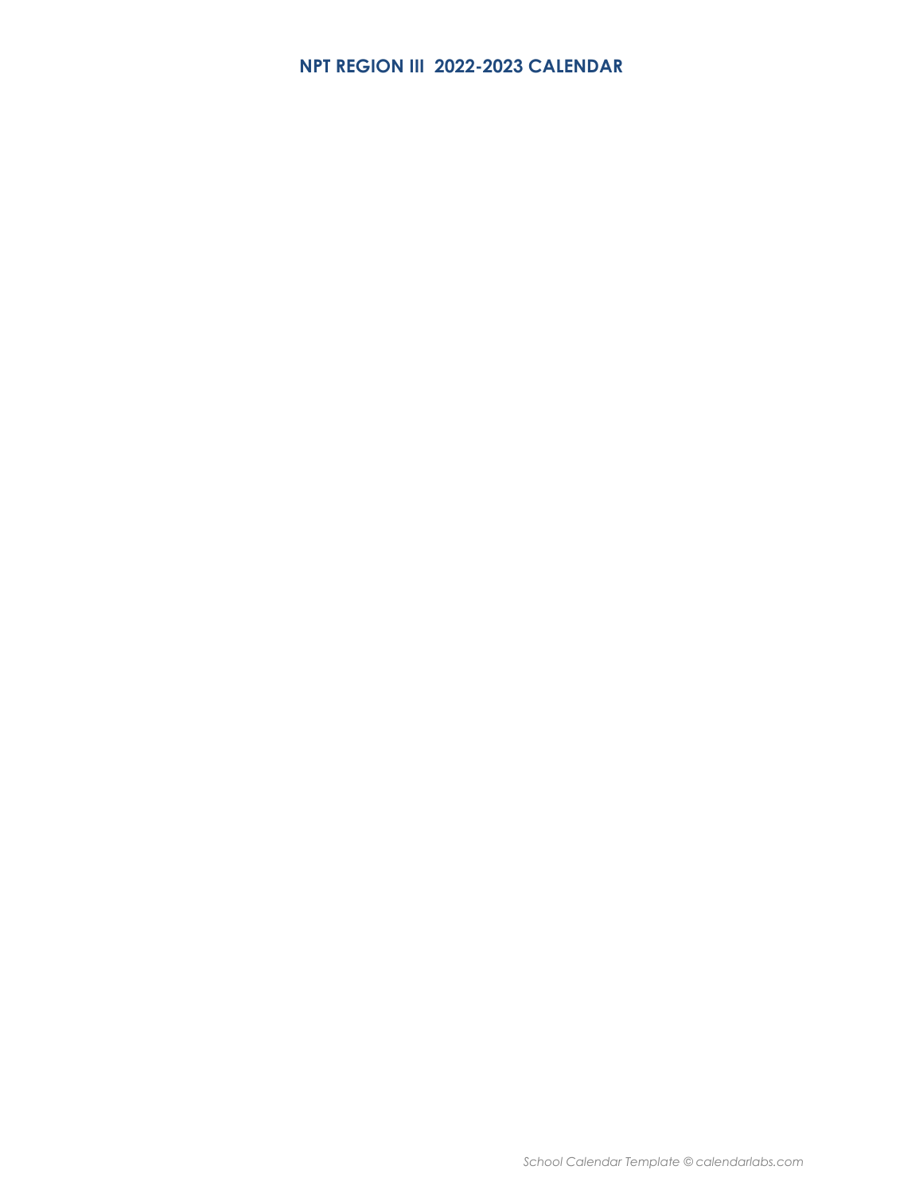# NPT REGION III 2022-2023 CALENDAR